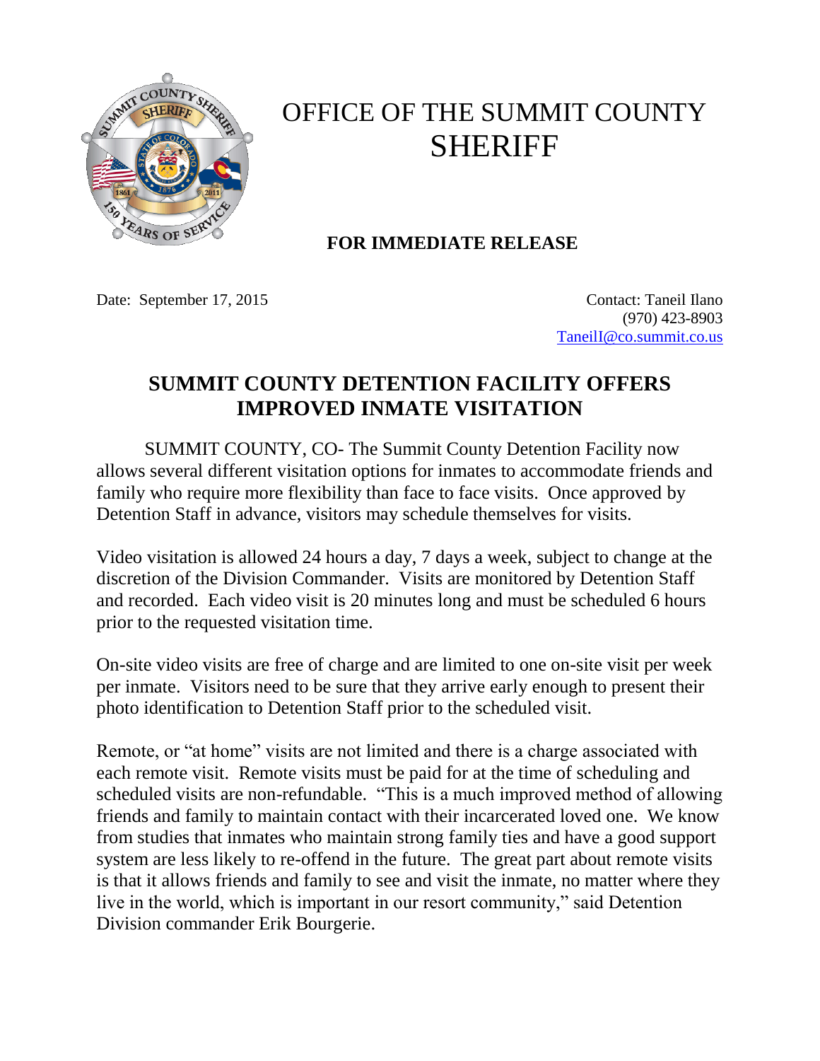# OFFICE OF THE SUMMIT COUNTY SHERIFF

**FOR IMMEDIATE RELEASE**

Date: September 17, 2015

Contact: Taneil Ilano
(970) 423-8903
TaneilI@co.summit.co.us

## SUMMIT COUNTY DETENTION FACILITY OFFERS IMPROVED INMATE VISITATION

SUMMIT COUNTY, CO- The Summit County Detention Facility now allows several different visitation options for inmates to accommodate friends and family who require more flexibility than face to face visits. Once approved by Detention Staff in advance, visitors may schedule themselves for visits.

Video visitation is allowed 24 hours a day, 7 days a week, subject to change at the discretion of the Division Commander. Visits are monitored by Detention Staff and recorded. Each video visit is 20 minutes long and must be scheduled 6 hours prior to the requested visitation time.

On-site video visits are free of charge and are limited to one on-site visit per week per inmate. Visitors need to be sure that they arrive early enough to present their photo identification to Detention Staff prior to the scheduled visit.

Remote, or "at home" visits are not limited and there is a charge associated with each remote visit. Remote visits must be paid for at the time of scheduling and scheduled visits are non-refundable. "This is a much improved method of allowing friends and family to maintain contact with their incarcerated loved one. We know from studies that inmates who maintain strong family ties and have a good support system are less likely to re-offend in the future. The great part about remote visits is that it allows friends and family to see and visit the inmate, no matter where they live in the world, which is important in our resort community," said Detention Division commander Erik Bourgerie.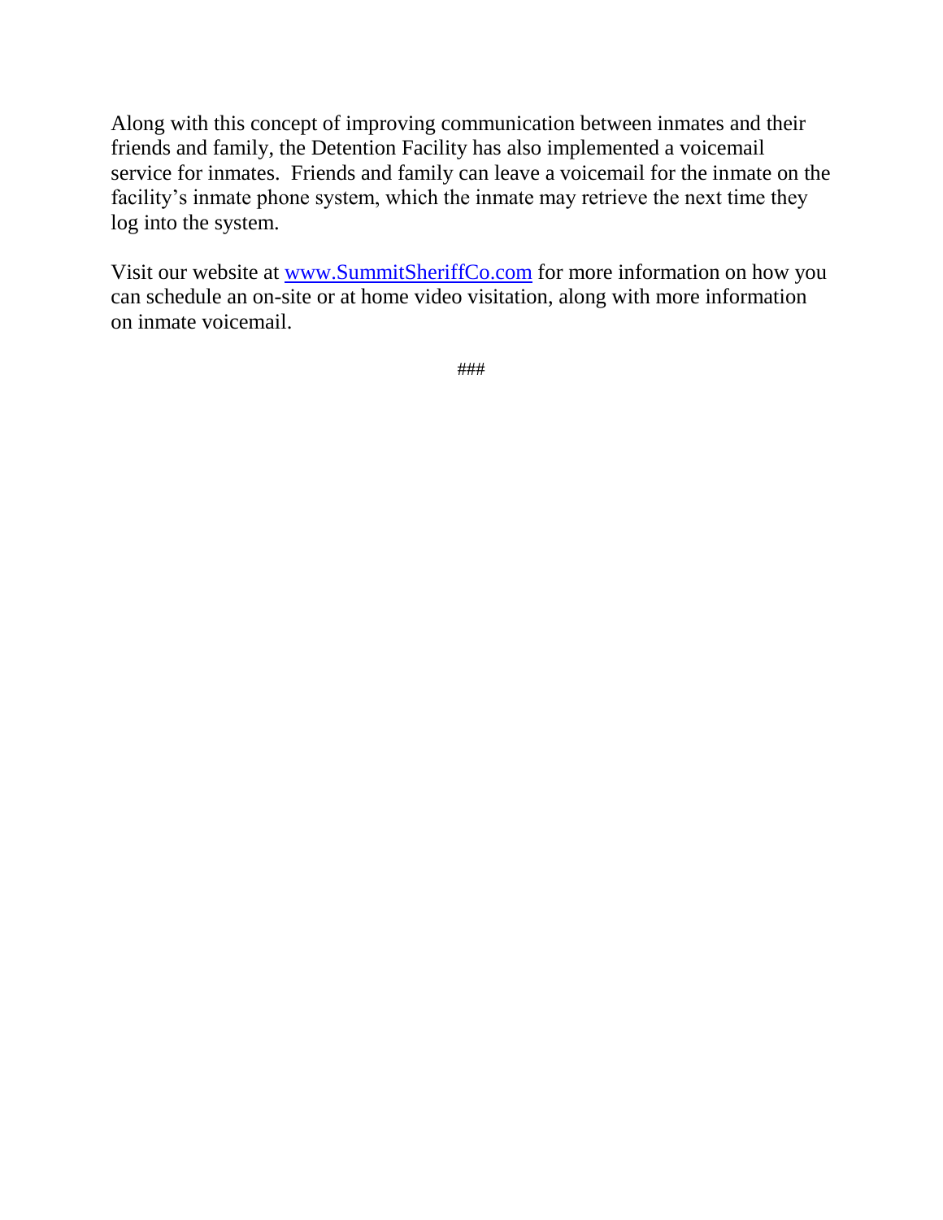Along with this concept of improving communication between inmates and their friends and family, the Detention Facility has also implemented a voicemail service for inmates. Friends and family can leave a voicemail for the inmate on the facility's inmate phone system, which the inmate may retrieve the next time they log into the system.

Visit our website at [www.SummitSheriffCo.com](http://www.SummitSheriffCo.com) for more information on how you can schedule an on-site or at home video visitation, along with more information on inmate voicemail.

###